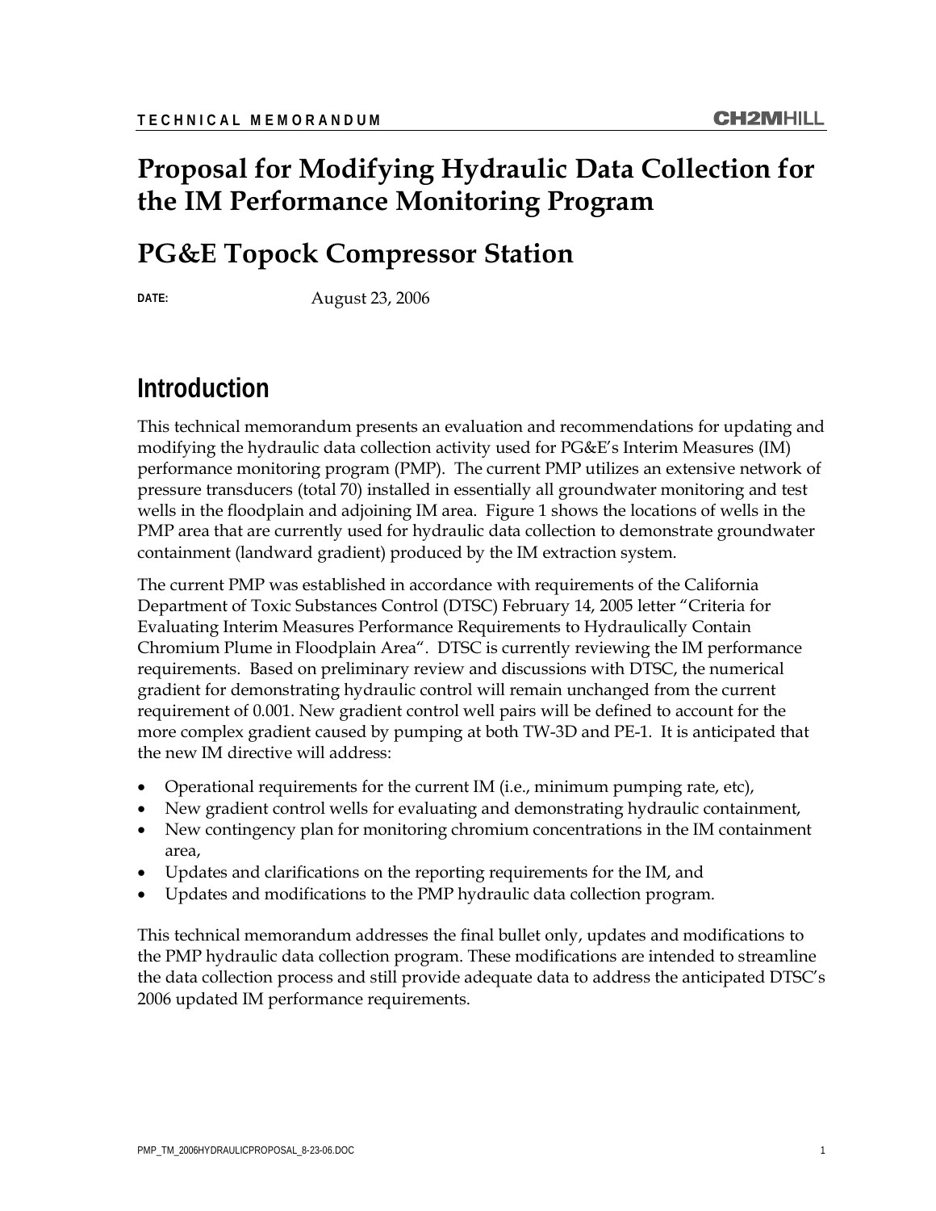# Proposal for Modifying Hydraulic Data Collection for the IM Performance Monitoring Program

## PG&E Topock Compressor Station

**DATE:** August 23, 2006

## Introduction

This technical memorandum presents an evaluation and recommendations for updating and modifying the hydraulic data collection activity used for PG&E's Interim Measures (IM) performance monitoring program (PMP). The current PMP utilizes an extensive network of pressure transducers (total 70) installed in essentially all groundwater monitoring and test wells in the floodplain and adjoining IM area. Figure 1 shows the locations of wells in the PMP area that are currently used for hydraulic data collection to demonstrate groundwater containment (landward gradient) produced by the IM extraction system.

The current PMP was established in accordance with requirements of the California Department of Toxic Substances Control (DTSC) February 14, 2005 letter "Criteria for Evaluating Interim Measures Performance Requirements to Hydraulically Contain Chromium Plume in Floodplain Area". DTSC is currently reviewing the IM performance requirements. Based on preliminary review and discussions with DTSC, the numerical gradient for demonstrating hydraulic control will remain unchanged from the current requirement of 0.001. New gradient control well pairs will be defined to account for the more complex gradient caused by pumping at both TW-3D and PE-1. It is anticipated that the new IM directive will address:

- Operational requirements for the current IM (i.e., minimum pumping rate, etc),
- New gradient control wells for evaluating and demonstrating hydraulic containment,
- New contingency plan for monitoring chromium concentrations in the IM containment area,
- Updates and clarifications on the reporting requirements for the IM, and
- Updates and modifications to the PMP hydraulic data collection program.

This technical memorandum addresses the final bullet only, updates and modifications to the PMP hydraulic data collection program. These modifications are intended to streamline the data collection process and still provide adequate data to address the anticipated DTSC's 2006 updated IM performance requirements.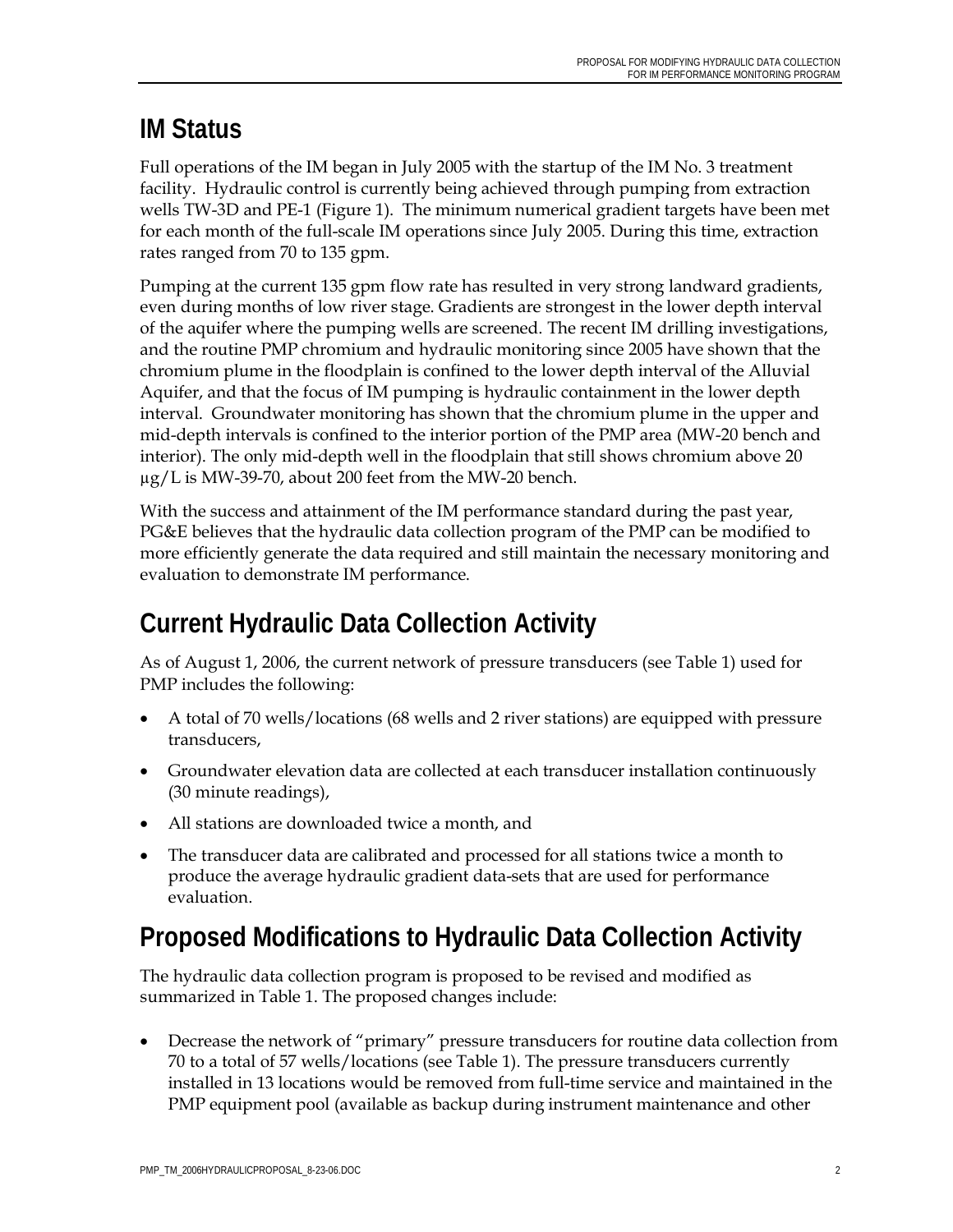## IM Status

Full operations of the IM began in July 2005 with the startup of the IM No. 3 treatment facility. Hydraulic control is currently being achieved through pumping from extraction wells TW-3D and PE-1 (Figure 1). The minimum numerical gradient targets have been met for each month of the full-scale IM operations since July 2005. During this time, extraction rates ranged from 70 to 135 gpm.

Pumping at the current 135 gpm flow rate has resulted in very strong landward gradients, even during months of low river stage. Gradients are strongest in the lower depth interval of the aquifer where the pumping wells are screened. The recent IM drilling investigations, and the routine PMP chromium and hydraulic monitoring since 2005 have shown that the chromium plume in the floodplain is confined to the lower depth interval of the Alluvial Aquifer, and that the focus of IM pumping is hydraulic containment in the lower depth interval. Groundwater monitoring has shown that the chromium plume in the upper and mid-depth intervals is confined to the interior portion of the PMP area (MW-20 bench and interior). The only mid-depth well in the floodplain that still shows chromium above 20 μg/L is MW-39-70, about 200 feet from the MW-20 bench.

With the success and attainment of the IM performance standard during the past year, PG&E believes that the hydraulic data collection program of the PMP can be modified to more efficiently generate the data required and still maintain the necessary monitoring and evaluation to demonstrate IM performance.

## Current Hydraulic Data Collection Activity

As of August 1, 2006, the current network of pressure transducers (see Table 1) used for PMP includes the following:

- A total of 70 wells/locations (68 wells and 2 river stations) are equipped with pressure transducers,
- Groundwater elevation data are collected at each transducer installation continuously (30 minute readings),
- All stations are downloaded twice a month, and
- The transducer data are calibrated and processed for all stations twice a month to produce the average hydraulic gradient data-sets that are used for performance evaluation.

## Proposed Modifications to Hydraulic Data Collection Activity

The hydraulic data collection program is proposed to be revised and modified as summarized in Table 1. The proposed changes include:

- Decrease the network of "primary" pressure transducers for routine data collection from 70 to a total of 57 wells/locations (see Table 1). The pressure transducers currently installed in 13 locations would be removed from full-time service and maintained in the PMP equipment pool (available as backup during instrument maintenance and other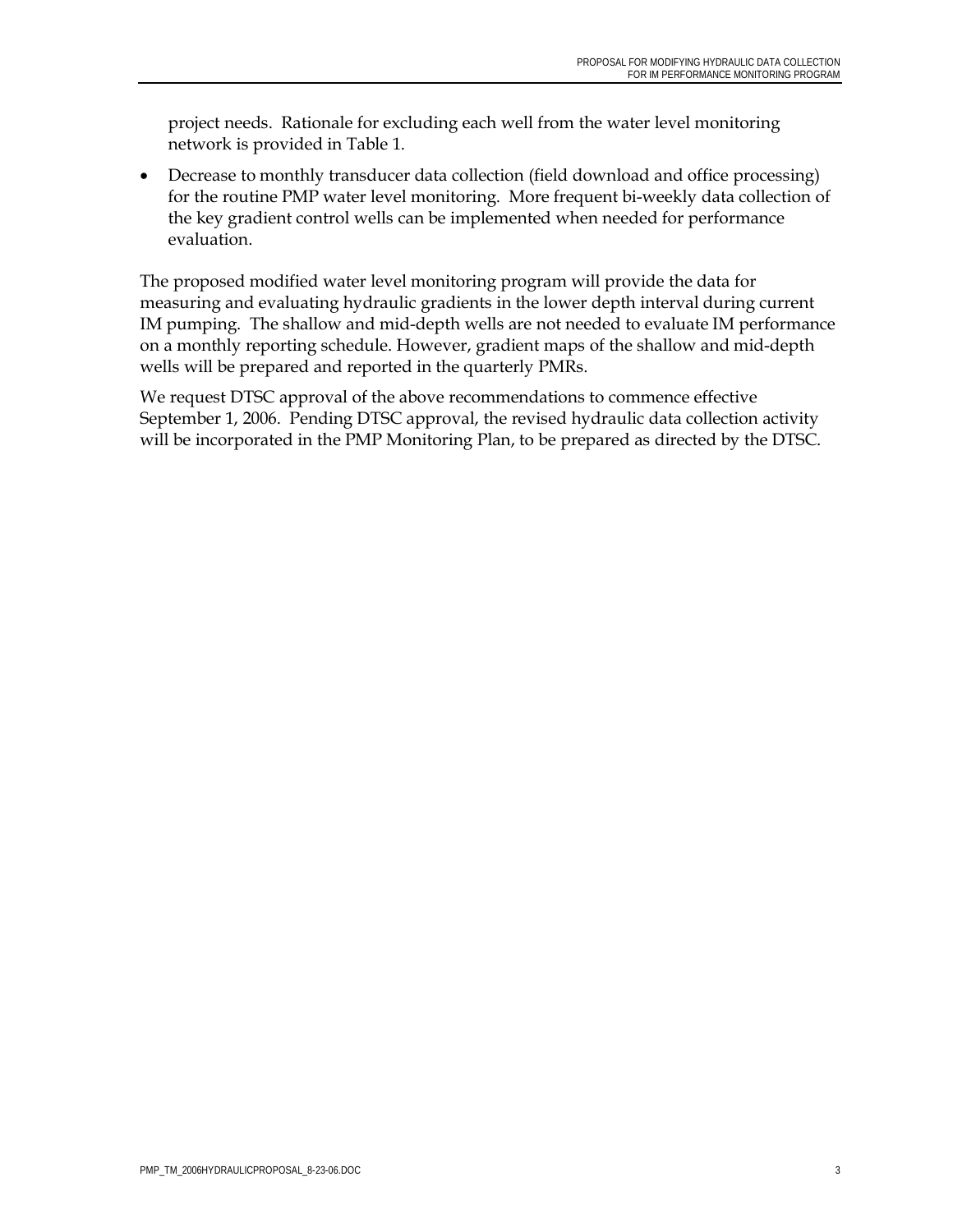project needs. Rationale for excluding each well from the water level monitoring network is provided in Table 1.

- Decrease to monthly transducer data collection (field download and office processing) for the routine PMP water level monitoring. More frequent bi-weekly data collection of the key gradient control wells can be implemented when needed for performance evaluation.

The proposed modified water level monitoring program will provide the data for measuring and evaluating hydraulic gradients in the lower depth interval during current IM pumping. The shallow and mid-depth wells are not needed to evaluate IM performance on a monthly reporting schedule. However, gradient maps of the shallow and mid-depth wells will be prepared and reported in the quarterly PMRs.

We request DTSC approval of the above recommendations to commence effective September 1, 2006. Pending DTSC approval, the revised hydraulic data collection activity will be incorporated in the PMP Monitoring Plan, to be prepared as directed by the DTSC.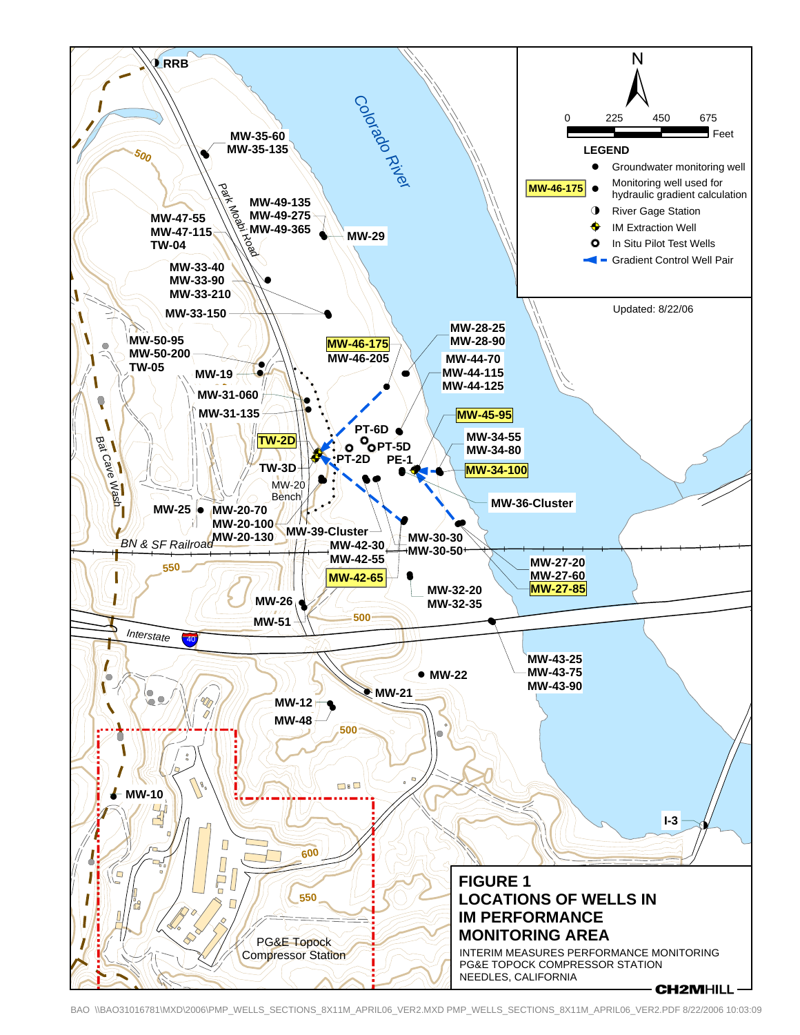# FIGURE 1
## LOCATIONS OF WELLS IN IM PERFORMANCE MONITORING AREA

INTERIM MEASURES PERFORMANCE MONITORING
PG&E TOPOCK COMPRESSOR STATION
NEEDLES, CALIFORNIA

CH2MHILL

**LEGEND**

- Groundwater monitoring well
- MW-46-175 — Monitoring well used for hydraulic gradient calculation
- River Gage Station
- IM Extraction Well
- In Situ Pilot Test Wells
- Gradient Control Well Pair

N

0 225 450 675 Feet

Updated: 8/22/06

RRB, MW-35-60, MW-35-135, MW-49-135, MW-49-275, MW-49-365, MW-29, MW-47-55, MW-47-115, TW-04, MW-33-40, MW-33-90, MW-33-210, MW-33-150, MW-50-95, MW-50-200, TW-05, MW-19, MW-31-060, MW-31-135, MW-46-175, MW-46-205, MW-28-25, MW-28-90, MW-44-70, MW-44-115, MW-44-125, MW-45-95, PT-6D, PT-5D, PT-2D, PE-1, TW-2D, TW-3D, MW-34-55, MW-34-80, MW-34-100, MW-36-Cluster, MW-20 Bench, MW-25, MW-20-70, MW-20-100, MW-20-130, MW-39-Cluster, MW-42-30, MW-42-55, MW-42-65, MW-30-30, MW-30-50, MW-27-20, MW-27-60, MW-27-85, MW-32-20, MW-32-35, MW-26, MW-51, MW-43-25, MW-43-75, MW-43-90, MW-22, MW-21, MW-12, MW-48, MW-10, I-3

Colorado River, Park Moabi Road, Bat Cave Wash, BN & SF Railroad, Interstate 40, PG&E Topock Compressor Station

500, 550, 600

BAO \\BAO31016781\MXD\2006\PMP_WELLS_SECTIONS_8X11M_APRIL06_VER2.MXD PMP_WELLS_SECTIONS_8X11M_APRIL06_VER2.PDF 8/22/2006 10:03:09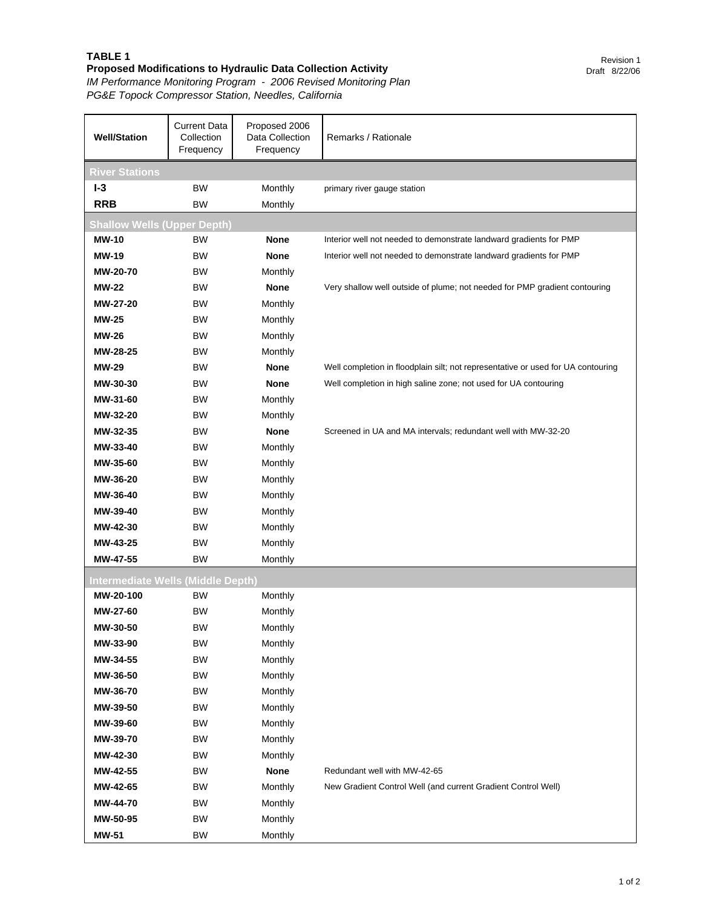**TABLE 1**
**Proposed Modifications to Hydraulic Data Collection Activity**
*IM Performance Monitoring Program - 2006 Revised Monitoring Plan*
*PG&E Topock Compressor Station, Needles, California*

Revision 1
Draft 8/22/06

| Well/Station | Current Data Collection Frequency | Proposed 2006 Data Collection Frequency | Remarks / Rationale |
|---|---|---|---|
| **River Stations** | | | |
| **I-3** | BW | Monthly | primary river gauge station |
| **RRB** | BW | Monthly | |
| **Shallow Wells (Upper Depth)** | | | |
| **MW-10** | BW | **None** | Interior well not needed to demonstrate landward gradients for PMP |
| **MW-19** | BW | **None** | Interior well not needed to demonstrate landward gradients for PMP |
| **MW-20-70** | BW | Monthly | |
| **MW-22** | BW | **None** | Very shallow well outside of plume; not needed for PMP gradient contouring |
| **MW-27-20** | BW | Monthly | |
| **MW-25** | BW | Monthly | |
| **MW-26** | BW | Monthly | |
| **MW-28-25** | BW | Monthly | |
| **MW-29** | BW | **None** | Well completion in floodplain silt; not representative or used for UA contouring |
| **MW-30-30** | BW | **None** | Well completion in high saline zone; not used for UA contouring |
| **MW-31-60** | BW | Monthly | |
| **MW-32-20** | BW | Monthly | |
| **MW-32-35** | BW | **None** | Screened in UA and MA intervals; redundant well with MW-32-20 |
| **MW-33-40** | BW | Monthly | |
| **MW-35-60** | BW | Monthly | |
| **MW-36-20** | BW | Monthly | |
| **MW-36-40** | BW | Monthly | |
| **MW-39-40** | BW | Monthly | |
| **MW-42-30** | BW | Monthly | |
| **MW-43-25** | BW | Monthly | |
| **MW-47-55** | BW | Monthly | |
| **Intermediate Wells (Middle Depth)** | | | |
| **MW-20-100** | BW | Monthly | |
| **MW-27-60** | BW | Monthly | |
| **MW-30-50** | BW | Monthly | |
| **MW-33-90** | BW | Monthly | |
| **MW-34-55** | BW | Monthly | |
| **MW-36-50** | BW | Monthly | |
| **MW-36-70** | BW | Monthly | |
| **MW-39-50** | BW | Monthly | |
| **MW-39-60** | BW | Monthly | |
| **MW-39-70** | BW | Monthly | |
| **MW-42-30** | BW | Monthly | |
| **MW-42-55** | BW | **None** | Redundant well with MW-42-65 |
| **MW-42-65** | BW | Monthly | New Gradient Control Well (and current Gradient Control Well) |
| **MW-44-70** | BW | Monthly | |
| **MW-50-95** | BW | Monthly | |
| **MW-51** | BW | Monthly | |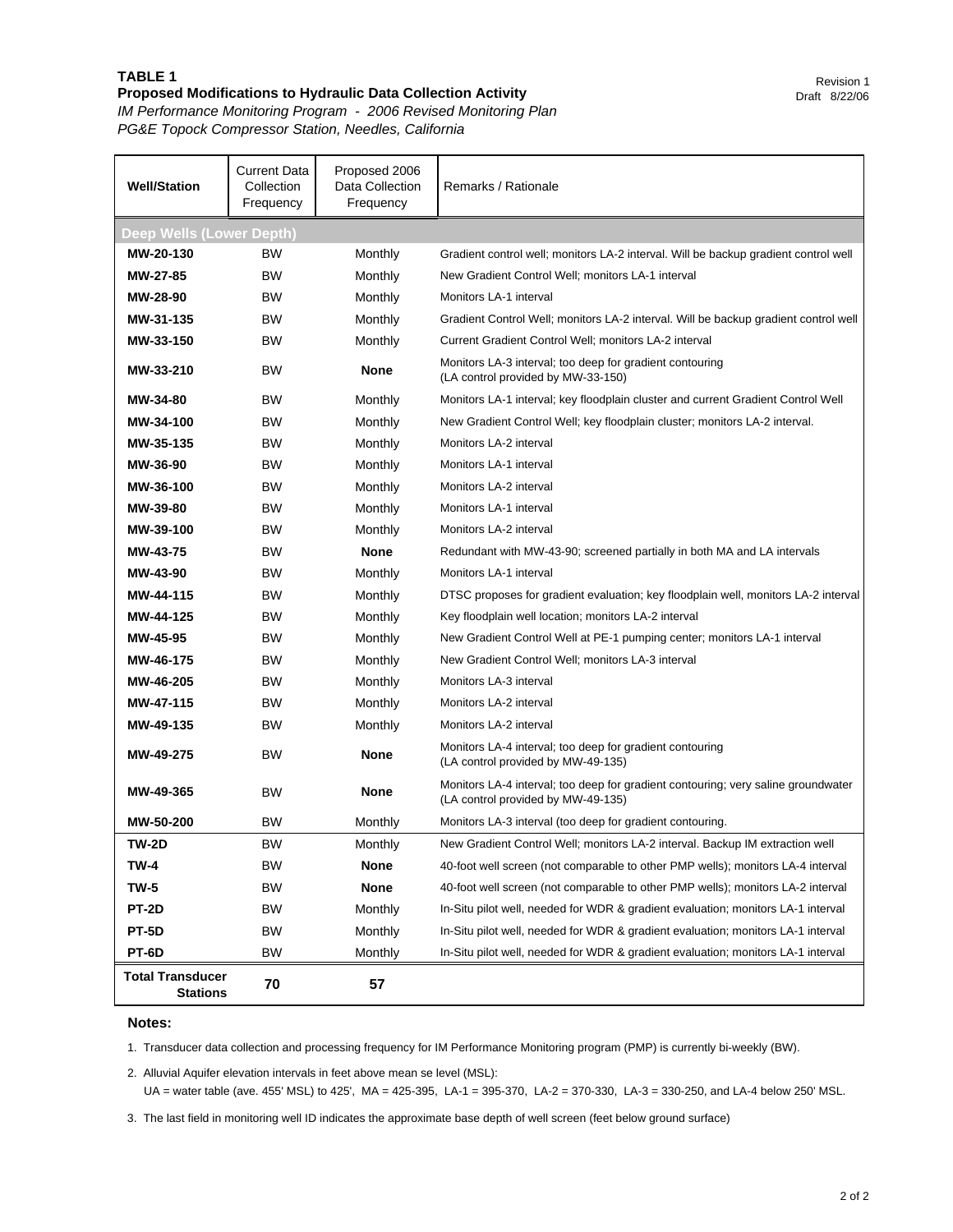**TABLE 1**
**Proposed Modifications to Hydraulic Data Collection Activity**
*IM Performance Monitoring Program - 2006 Revised Monitoring Plan*
*PG&E Topock Compressor Station, Needles, California*

Revision 1
Draft 8/22/06

| Well/Station | Current Data Collection Frequency | Proposed 2006 Data Collection Frequency | Remarks / Rationale |
|---|---|---|---|
| **Deep Wells (Lower Depth)** | | | |
| **MW-20-130** | BW | Monthly | Gradient control well; monitors LA-2 interval. Will be backup gradient control well |
| **MW-27-85** | BW | Monthly | New Gradient Control Well; monitors LA-1 interval |
| **MW-28-90** | BW | Monthly | Monitors LA-1 interval |
| **MW-31-135** | BW | Monthly | Gradient Control Well; monitors LA-2 interval. Will be backup gradient control well |
| **MW-33-150** | BW | Monthly | Current Gradient Control Well; monitors LA-2 interval |
| **MW-33-210** | BW | **None** | Monitors LA-3 interval; too deep for gradient contouring (LA control provided by MW-33-150) |
| **MW-34-80** | BW | Monthly | Monitors LA-1 interval; key floodplain cluster and current Gradient Control Well |
| **MW-34-100** | BW | Monthly | New Gradient Control Well; key floodplain cluster; monitors LA-2 interval. |
| **MW-35-135** | BW | Monthly | Monitors LA-2 interval |
| **MW-36-90** | BW | Monthly | Monitors LA-1 interval |
| **MW-36-100** | BW | Monthly | Monitors LA-2 interval |
| **MW-39-80** | BW | Monthly | Monitors LA-1 interval |
| **MW-39-100** | BW | Monthly | Monitors LA-2 interval |
| **MW-43-75** | BW | **None** | Redundant with MW-43-90; screened partially in both MA and LA intervals |
| **MW-43-90** | BW | Monthly | Monitors LA-1 interval |
| **MW-44-115** | BW | Monthly | DTSC proposes for gradient evaluation; key floodplain well, monitors LA-2 interval |
| **MW-44-125** | BW | Monthly | Key floodplain well location; monitors LA-2 interval |
| **MW-45-95** | BW | Monthly | New Gradient Control Well at PE-1 pumping center; monitors LA-1 interval |
| **MW-46-175** | BW | Monthly | New Gradient Control Well; monitors LA-3 interval |
| **MW-46-205** | BW | Monthly | Monitors LA-3 interval |
| **MW-47-115** | BW | Monthly | Monitors LA-2 interval |
| **MW-49-135** | BW | Monthly | Monitors LA-2 interval |
| **MW-49-275** | BW | **None** | Monitors LA-4 interval; too deep for gradient contouring (LA control provided by MW-49-135) |
| **MW-49-365** | BW | **None** | Monitors LA-4 interval; too deep for gradient contouring; very saline groundwater (LA control provided by MW-49-135) |
| **MW-50-200** | BW | Monthly | Monitors LA-3 interval (too deep for gradient contouring. |
| **TW-2D** | BW | Monthly | New Gradient Control Well; monitors LA-2 interval. Backup IM extraction well |
| **TW-4** | BW | **None** | 40-foot well screen (not comparable to other PMP wells); monitors LA-4 interval |
| **TW-5** | BW | **None** | 40-foot well screen (not comparable to other PMP wells); monitors LA-2 interval |
| **PT-2D** | BW | Monthly | In-Situ pilot well, needed for WDR & gradient evaluation; monitors LA-1 interval |
| **PT-5D** | BW | Monthly | In-Situ pilot well, needed for WDR & gradient evaluation; monitors LA-1 interval |
| **PT-6D** | BW | Monthly | In-Situ pilot well, needed for WDR & gradient evaluation; monitors LA-1 interval |
| **Total Transducer Stations** | **70** | **57** | |

**Notes:**

1. Transducer data collection and processing frequency for IM Performance Monitoring program (PMP) is currently bi-weekly (BW).

2. Alluvial Aquifer elevation intervals in feet above mean se level (MSL):
   UA = water table (ave. 455' MSL) to 425', MA = 425-395, LA-1 = 395-370, LA-2 = 370-330, LA-3 = 330-250, and LA-4 below 250' MSL.

3. The last field in monitoring well ID indicates the approximate base depth of well screen (feet below ground surface)